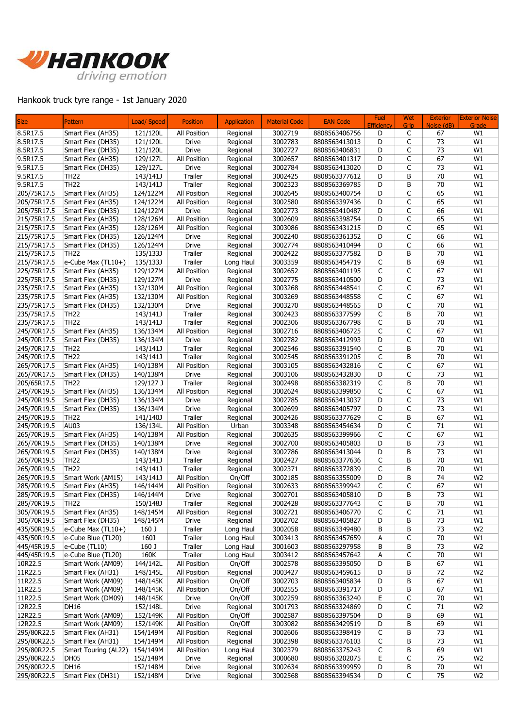Hankook

driving emotion

Hankook truck tyre range - 1st January 2020

| Size | Pattern | Load/ Speed | Position | Application | Material Code | EAN Code | Fuel Efficiency | Wet Grip | Exterior Noise (dB) | Exterior Noise Grade |
|---|---|---|---|---|---|---|---|---|---|---|
| 8.5R17.5 | Smart Flex (AH35) | 121/120L | All Position | Regional | 3002719 | 8808563406756 | D | C | 67 | W1 |
| 8.5R17.5 | Smart Flex (DH35) | 121/120L | Drive | Regional | 3002783 | 8808563413013 | D | C | 73 | W1 |
| 8.5R17.5 | Smart Flex (DH35) | 121/120L | Drive | Regional | 3002727 | 8808563406831 | D | C | 73 | W1 |
| 9.5R17.5 | Smart Flex (AH35) | 129/127L | All Position | Regional | 3002657 | 8808563401317 | D | C | 67 | W1 |
| 9.5R17.5 | Smart Flex (DH35) | 129/127L | Drive | Regional | 3002784 | 8808563413020 | D | C | 73 | W1 |
| 9.5R17.5 | TH22 | 143/141J | Trailer | Regional | 3002425 | 8808563377612 | D | B | 70 | W1 |
| 9.5R17.5 | TH22 | 143/141J | Trailer | Regional | 3002323 | 8808563369785 | D | B | 70 | W1 |
| 205/75R17.5 | Smart Flex (AH35) | 124/122M | All Position | Regional | 3002645 | 8808563400754 | D | C | 65 | W1 |
| 205/75R17.5 | Smart Flex (AH35) | 124/122M | All Position | Regional | 3002580 | 8808563397436 | D | C | 65 | W1 |
| 205/75R17.5 | Smart Flex (DH35) | 124/122M | Drive | Regional | 3002773 | 8808563410487 | D | C | 66 | W1 |
| 215/75R17.5 | Smart Flex (AH35) | 128/126M | All Position | Regional | 3002609 | 8808563398754 | D | C | 65 | W1 |
| 215/75R17.5 | Smart Flex (AH35) | 128/126M | All Position | Regional | 3003086 | 8808563431215 | D | C | 65 | W1 |
| 215/75R17.5 | Smart Flex (DH35) | 126/124M | Drive | Regional | 3002240 | 8808563361352 | D | C | 66 | W1 |
| 215/75R17.5 | Smart Flex (DH35) | 126/124M | Drive | Regional | 3002774 | 8808563410494 | D | C | 66 | W1 |
| 215/75R17.5 | TH22 | 135/133J | Trailer | Regional | 3002422 | 8808563377582 | D | B | 70 | W1 |
| 215/75R17.5 | e-Cube Max (TL10+) | 135/133J | Trailer | Long Haul | 3003359 | 8808563454719 | C | B | 69 | W1 |
| 225/75R17.5 | Smart Flex (AH35) | 129/127M | All Position | Regional | 3002652 | 8808563401195 | C | C | 67 | W1 |
| 225/75R17.5 | Smart Flex (DH35) | 129/127M | Drive | Regional | 3002775 | 8808563410500 | D | C | 73 | W1 |
| 235/75R17.5 | Smart Flex (AH35) | 132/130M | All Position | Regional | 3003268 | 8808563448541 | C | C | 67 | W1 |
| 235/75R17.5 | Smart Flex (AH35) | 132/130M | All Position | Regional | 3003269 | 8808563448558 | C | C | 67 | W1 |
| 235/75R17.5 | Smart Flex (DH35) | 132/130M | Drive | Regional | 3003270 | 8808563448565 | D | C | 70 | W1 |
| 235/75R17.5 | TH22 | 143/141J | Trailer | Regional | 3002423 | 8808563377599 | C | B | 70 | W1 |
| 235/75R17.5 | TH22 | 143/141J | Trailer | Regional | 3002306 | 8808563367798 | C | B | 70 | W1 |
| 245/70R17.5 | Smart Flex (AH35) | 136/134M | All Position | Regional | 3002716 | 8808563406725 | C | C | 67 | W1 |
| 245/70R17.5 | Smart Flex (DH35) | 136/134M | Drive | Regional | 3002782 | 8808563412993 | D | C | 70 | W1 |
| 245/70R17.5 | TH22 | 143/141J | Trailer | Regional | 3002546 | 8808563391540 | C | B | 70 | W1 |
| 245/70R17.5 | TH22 | 143/141J | Trailer | Regional | 3002545 | 8808563391205 | C | B | 70 | W1 |
| 265/70R17.5 | Smart Flex (AH35) | 140/138M | All Position | Regional | 3003105 | 8808563432816 | C | C | 67 | W1 |
| 265/70R17.5 | Smart Flex (DH35) | 140/138M | Drive | Regional | 3003106 | 8808563432830 | D | C | 73 | W1 |
| 205/65R17.5 | TH22 | 129/127 J | Trailer | Regional | 3002498 | 8808563382319 | C | B | 70 | W1 |
| 245/70R19.5 | Smart Flex (AH35) | 136/134M | All Position | Regional | 3002624 | 8808563399850 | C | C | 67 | W1 |
| 245/70R19.5 | Smart Flex (DH35) | 136/134M | Drive | Regional | 3002785 | 8808563413037 | D | C | 73 | W1 |
| 245/70R19.5 | Smart Flex (DH35) | 136/134M | Drive | Regional | 3002699 | 8808563405797 | D | C | 73 | W1 |
| 245/70R19.5 | TH22 | 141/140J | Trailer | Regional | 3002426 | 8808563377629 | C | B | 67 | W1 |
| 245/70R19.5 | AU03 | 136/134L | All Position | Urban | 3003348 | 8808563454634 | D | C | 71 | W1 |
| 265/70R19.5 | Smart Flex (AH35) | 140/138M | All Position | Regional | 3002635 | 8808563399966 | C | C | 67 | W1 |
| 265/70R19.5 | Smart Flex (DH35) | 140/138M | Drive | Regional | 3002700 | 8808563405803 | D | B | 73 | W1 |
| 265/70R19.5 | Smart Flex (DH35) | 140/138M | Drive | Regional | 3002786 | 8808563413044 | D | B | 73 | W1 |
| 265/70R19.5 | TH22 | 143/141J | Trailer | Regional | 3002427 | 8808563377636 | C | B | 70 | W1 |
| 265/70R19.5 | TH22 | 143/141J | Trailer | Regional | 3002371 | 8808563372839 | C | B | 70 | W1 |
| 265/70R19.5 | Smart Work (AM15) | 143/141J | All Position | On/Off | 3002185 | 8808563355009 | D | B | 74 | W2 |
| 285/70R19.5 | Smart Flex (AH35) | 146/144M | All Position | Regional | 3002633 | 8808563399942 | C | C | 67 | W1 |
| 285/70R19.5 | Smart Flex (DH35) | 146/144M | Drive | Regional | 3002701 | 8808563405810 | D | B | 73 | W1 |
| 285/70R19.5 | TH22 | 150/148J | Trailer | Regional | 3002428 | 8808563377643 | C | B | 70 | W1 |
| 305/70R19.5 | Smart Flex (AH35) | 148/145M | All Position | Regional | 3002721 | 8808563406770 | C | C | 71 | W1 |
| 305/70R19.5 | Smart Flex (DH35) | 148/145M | Drive | Regional | 3002702 | 8808563405827 | D | B | 73 | W1 |
| 435/50R19.5 | e-Cube Max (TL10+) | 160 J | Trailer | Long Haul | 3002058 | 8808563349480 | B | B | 73 | W2 |
| 435/50R19.5 | e-Cube Blue (TL20) | 160J | Trailer | Long Haul | 3003413 | 8808563457659 | A | C | 70 | W1 |
| 445/45R19.5 | e-Cube (TL10) | 160 J | Trailer | Long Haul | 3001603 | 8808563297958 | B | B | 73 | W2 |
| 445/45R19.5 | e-Cube Blue (TL20) | 160K | Trailer | Long Haul | 3003412 | 8808563457642 | A | C | 70 | W1 |
| 10R22.5 | Smart Work (AM09) | 144/142L | All Position | On/Off | 3002578 | 8808563395050 | D | B | 67 | W1 |
| 11R22.5 | Smart Flex (AH31) | 148/145L | All Position | Regional | 3003427 | 8808563459615 | D | B | 72 | W2 |
| 11R22.5 | Smart Work (AM09) | 148/145K | All Position | On/Off | 3002703 | 8808563405834 | D | B | 67 | W1 |
| 11R22.5 | Smart Work (AM09) | 148/145K | All Position | On/Off | 3002555 | 8808563391717 | D | B | 67 | W1 |
| 11R22.5 | Smart Work (DM09) | 148/145K | Drive | On/Off | 3002259 | 8808563363240 | E | C | 70 | W1 |
| 12R22.5 | DH16 | 152/148L | Drive | Regional | 3001793 | 8808563324869 | D | C | 71 | W2 |
| 12R22.5 | Smart Work (AM09) | 152/149K | All Position | On/Off | 3002587 | 8808563397504 | D | B | 69 | W1 |
| 12R22.5 | Smart Work (AM09) | 152/149K | All Position | On/Off | 3003082 | 8808563429519 | D | B | 69 | W1 |
| 295/80R22.5 | Smart Flex (AH31) | 154/149M | All Position | Regional | 3002606 | 8808563398419 | C | B | 73 | W1 |
| 295/80R22.5 | Smart Flex (AH31) | 154/149M | All Position | Regional | 3002398 | 8808563376103 | C | B | 73 | W1 |
| 295/80R22.5 | Smart Touring (AL22) | 154/149M | All Position | Long Haul | 3002379 | 8808563375243 | C | B | 69 | W1 |
| 295/80R22.5 | DH05 | 152/148M | Drive | Regional | 3000680 | 8808563202075 | E | C | 75 | W2 |
| 295/80R22.5 | DH16 | 152/148M | Drive | Regional | 3002634 | 8808563399959 | D | B | 70 | W1 |
| 295/80R22.5 | Smart Flex (DH31) | 152/148M | Drive | Regional | 3002568 | 8808563394534 | D | C | 75 | W2 |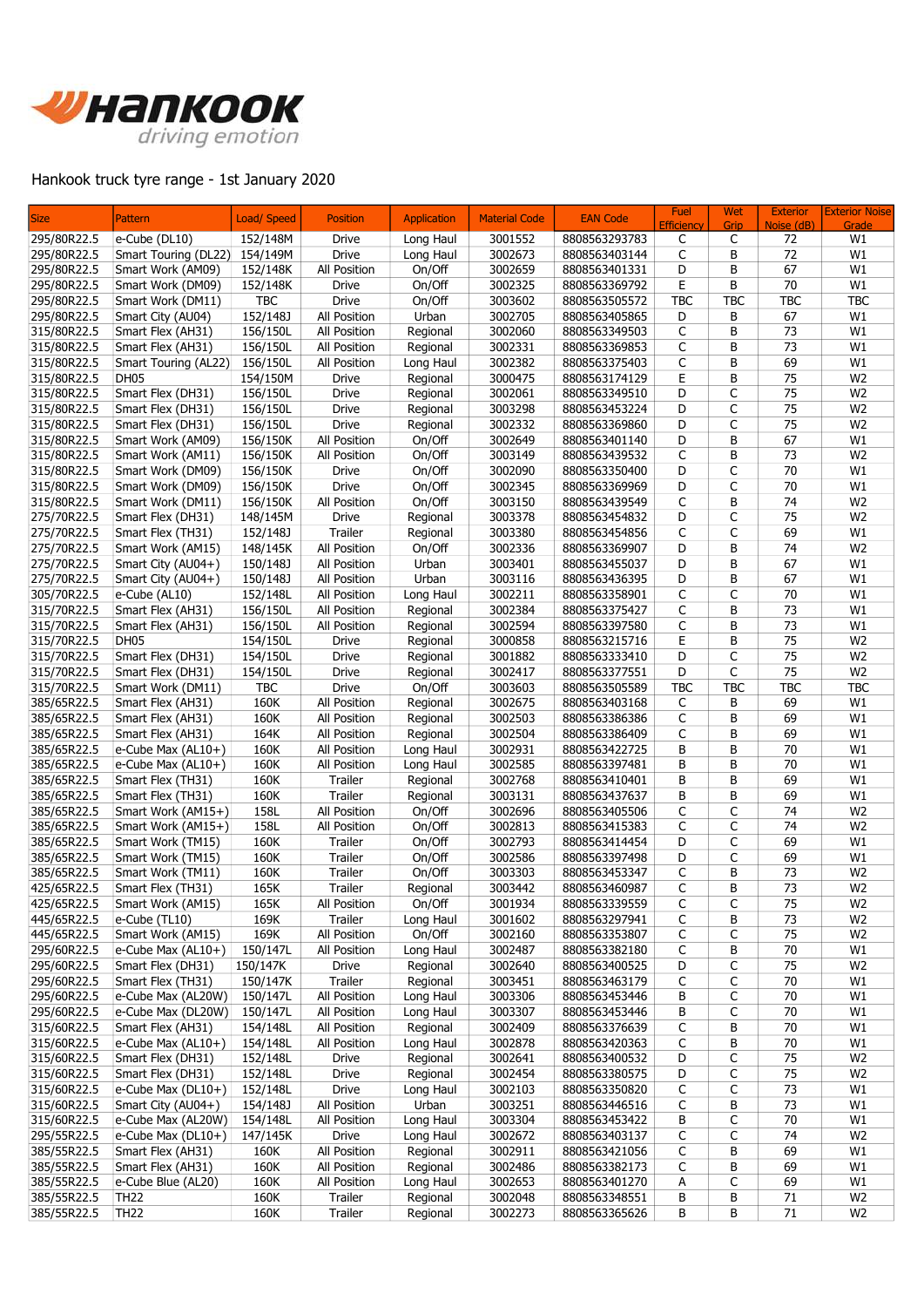Hankook truck tyre range - 1st January 2020

| Size | Pattern | Load/ Speed | Position | Application | Material Code | EAN Code | Fuel Efficiency | Wet Grip | Exterior Noise (dB) | Exterior Noise Grade |
|---|---|---|---|---|---|---|---|---|---|---|
| 295/80R22.5 | e-Cube (DL10) | 152/148M | Drive | Long Haul | 3001552 | 8808563293783 | C | C | 72 | W1 |
| 295/80R22.5 | Smart Touring (DL22) | 154/149M | Drive | Long Haul | 3002673 | 8808563403144 | C | B | 72 | W1 |
| 295/80R22.5 | Smart Work (AM09) | 152/148K | All Position | On/Off | 3002659 | 8808563401331 | D | B | 67 | W1 |
| 295/80R22.5 | Smart Work (DM09) | 152/148K | Drive | On/Off | 3002325 | 8808563369792 | E | B | 70 | W1 |
| 295/80R22.5 | Smart Work (DM11) | TBC | Drive | On/Off | 3003602 | 8808563505572 | TBC | TBC | TBC | TBC |
| 295/80R22.5 | Smart City (AU04) | 152/148J | All Position | Urban | 3002705 | 8808563405865 | D | B | 67 | W1 |
| 315/80R22.5 | Smart Flex (AH31) | 156/150L | All Position | Regional | 3002060 | 8808563349503 | C | B | 73 | W1 |
| 315/80R22.5 | Smart Flex (AH31) | 156/150L | All Position | Regional | 3002331 | 8808563369853 | C | B | 73 | W1 |
| 315/80R22.5 | Smart Touring (AL22) | 156/150L | All Position | Long Haul | 3002382 | 8808563375403 | C | B | 69 | W1 |
| 315/80R22.5 | DH05 | 154/150M | Drive | Regional | 3000475 | 8808563174129 | E | B | 75 | W2 |
| 315/80R22.5 | Smart Flex (DH31) | 156/150L | Drive | Regional | 3002061 | 8808563349510 | D | C | 75 | W2 |
| 315/80R22.5 | Smart Flex (DH31) | 156/150L | Drive | Regional | 3003298 | 8808563453224 | D | C | 75 | W2 |
| 315/80R22.5 | Smart Flex (DH31) | 156/150L | Drive | Regional | 3002332 | 8808563369860 | D | C | 75 | W2 |
| 315/80R22.5 | Smart Work (AM09) | 156/150K | All Position | On/Off | 3002649 | 8808563401140 | D | B | 67 | W1 |
| 315/80R22.5 | Smart Work (AM11) | 156/150K | All Position | On/Off | 3003149 | 8808563439532 | C | B | 73 | W2 |
| 315/80R22.5 | Smart Work (DM09) | 156/150K | Drive | On/Off | 3002090 | 8808563350400 | D | C | 70 | W1 |
| 315/80R22.5 | Smart Work (DM09) | 156/150K | Drive | On/Off | 3002345 | 8808563369969 | D | C | 70 | W1 |
| 315/80R22.5 | Smart Work (DM11) | 156/150K | All Position | On/Off | 3003150 | 8808563439549 | C | B | 74 | W2 |
| 275/70R22.5 | Smart Flex (DH31) | 148/145M | Drive | Regional | 3003378 | 8808563454832 | D | C | 75 | W2 |
| 275/70R22.5 | Smart Flex (TH31) | 152/148J | Trailer | Regional | 3003380 | 8808563454856 | C | C | 69 | W1 |
| 275/70R22.5 | Smart Work (AM15) | 148/145K | All Position | On/Off | 3002336 | 8808563369907 | D | B | 74 | W2 |
| 275/70R22.5 | Smart City (AU04+) | 150/148J | All Position | Urban | 3003401 | 8808563455037 | D | B | 67 | W1 |
| 275/70R22.5 | Smart City (AU04+) | 150/148J | All Position | Urban | 3003116 | 8808563436395 | D | B | 67 | W1 |
| 305/70R22.5 | e-Cube (AL10) | 152/148L | All Position | Long Haul | 3002211 | 8808563358901 | C | C | 70 | W1 |
| 315/70R22.5 | Smart Flex (AH31) | 156/150L | All Position | Regional | 3002384 | 8808563375427 | C | B | 73 | W1 |
| 315/70R22.5 | Smart Flex (AH31) | 156/150L | All Position | Regional | 3002594 | 8808563397580 | C | B | 73 | W1 |
| 315/70R22.5 | DH05 | 154/150L | Drive | Regional | 3000858 | 8808563215716 | E | B | 75 | W2 |
| 315/70R22.5 | Smart Flex (DH31) | 154/150L | Drive | Regional | 3001882 | 8808563333410 | D | C | 75 | W2 |
| 315/70R22.5 | Smart Flex (DH31) | 154/150L | Drive | Regional | 3002417 | 8808563377551 | D | C | 75 | W2 |
| 315/70R22.5 | Smart Work (DM11) | TBC | Drive | On/Off | 3003603 | 8808563505589 | TBC | TBC | TBC | TBC |
| 385/65R22.5 | Smart Flex (AH31) | 160K | All Position | Regional | 3002675 | 8808563403168 | C | B | 69 | W1 |
| 385/65R22.5 | Smart Flex (AH31) | 160K | All Position | Regional | 3002503 | 8808563386386 | C | B | 69 | W1 |
| 385/65R22.5 | Smart Flex (AH31) | 164K | All Position | Regional | 3002504 | 8808563386409 | C | B | 69 | W1 |
| 385/65R22.5 | e-Cube Max (AL10+) | 160K | All Position | Long Haul | 3002931 | 8808563422725 | B | B | 70 | W1 |
| 385/65R22.5 | e-Cube Max (AL10+) | 160K | All Position | Long Haul | 3002585 | 8808563397481 | B | B | 70 | W1 |
| 385/65R22.5 | Smart Flex (TH31) | 160K | Trailer | Regional | 3002768 | 8808563410401 | B | B | 69 | W1 |
| 385/65R22.5 | Smart Flex (TH31) | 160K | Trailer | Regional | 3003131 | 8808563437637 | B | B | 69 | W1 |
| 385/65R22.5 | Smart Work (AM15+) | 158L | All Position | On/Off | 3002696 | 8808563405506 | C | C | 74 | W2 |
| 385/65R22.5 | Smart Work (AM15+) | 158L | All Position | On/Off | 3002813 | 8808563415383 | C | C | 74 | W2 |
| 385/65R22.5 | Smart Work (TM15) | 160K | Trailer | On/Off | 3002793 | 8808563414454 | D | C | 69 | W1 |
| 385/65R22.5 | Smart Work (TM15) | 160K | Trailer | On/Off | 3002586 | 8808563397498 | D | C | 69 | W1 |
| 385/65R22.5 | Smart Work (TM11) | 160K | Trailer | On/Off | 3003303 | 8808563453347 | C | B | 73 | W2 |
| 425/65R22.5 | Smart Flex (TH31) | 165K | Trailer | Regional | 3003442 | 8808563460987 | C | B | 73 | W2 |
| 425/65R22.5 | Smart Work (AM15) | 165K | All Position | On/Off | 3001934 | 8808563339559 | C | C | 75 | W2 |
| 445/65R22.5 | e-Cube (TL10) | 169K | Trailer | Long Haul | 3001602 | 8808563297941 | C | B | 73 | W2 |
| 445/65R22.5 | Smart Work (AM15) | 169K | All Position | On/Off | 3002160 | 8808563353807 | C | C | 75 | W2 |
| 295/60R22.5 | e-Cube Max (AL10+) | 150/147L | All Position | Long Haul | 3002487 | 8808563382180 | C | B | 70 | W1 |
| 295/60R22.5 | Smart Flex (DH31) | 150/147K | Drive | Regional | 3002640 | 8808563400525 | D | C | 75 | W2 |
| 295/60R22.5 | Smart Flex (TH31) | 150/147K | Trailer | Regional | 3003451 | 8808563463179 | C | C | 70 | W1 |
| 295/60R22.5 | e-Cube Max (AL20W) | 150/147L | All Position | Long Haul | 3003306 | 8808563453446 | B | C | 70 | W1 |
| 295/60R22.5 | e-Cube Max (DL20W) | 150/147L | All Position | Long Haul | 3003307 | 8808563453446 | B | C | 70 | W1 |
| 315/60R22.5 | Smart Flex (AH31) | 154/148L | All Position | Regional | 3002409 | 8808563376639 | C | B | 70 | W1 |
| 315/60R22.5 | e-Cube Max (AL10+) | 154/148L | All Position | Long Haul | 3002878 | 8808563420363 | C | B | 70 | W1 |
| 315/60R22.5 | Smart Flex (DH31) | 152/148L | Drive | Regional | 3002641 | 8808563400532 | D | C | 75 | W2 |
| 315/60R22.5 | Smart Flex (DH31) | 152/148L | Drive | Regional | 3002454 | 8808563380575 | D | C | 75 | W2 |
| 315/60R22.5 | e-Cube Max (DL10+) | 152/148L | Drive | Long Haul | 3002103 | 8808563350820 | C | C | 73 | W1 |
| 315/60R22.5 | Smart City (AU04+) | 154/148J | All Position | Urban | 3003251 | 8808563446516 | C | B | 73 | W1 |
| 315/60R22.5 | e-Cube Max (AL20W) | 154/148L | All Position | Long Haul | 3003304 | 8808563453422 | B | C | 70 | W1 |
| 295/55R22.5 | e-Cube Max (DL10+) | 147/145K | Drive | Long Haul | 3002672 | 8808563403137 | C | C | 74 | W2 |
| 385/55R22.5 | Smart Flex (AH31) | 160K | All Position | Regional | 3002911 | 8808563421056 | C | B | 69 | W1 |
| 385/55R22.5 | Smart Flex (AH31) | 160K | All Position | Regional | 3002486 | 8808563382173 | C | B | 69 | W1 |
| 385/55R22.5 | e-Cube Blue (AL20) | 160K | All Position | Long Haul | 3002653 | 8808563401270 | A | C | 69 | W1 |
| 385/55R22.5 | TH22 | 160K | Trailer | Regional | 3002048 | 8808563348551 | B | B | 71 | W2 |
| 385/55R22.5 | TH22 | 160K | Trailer | Regional | 3002273 | 8808563365626 | B | B | 71 | W2 |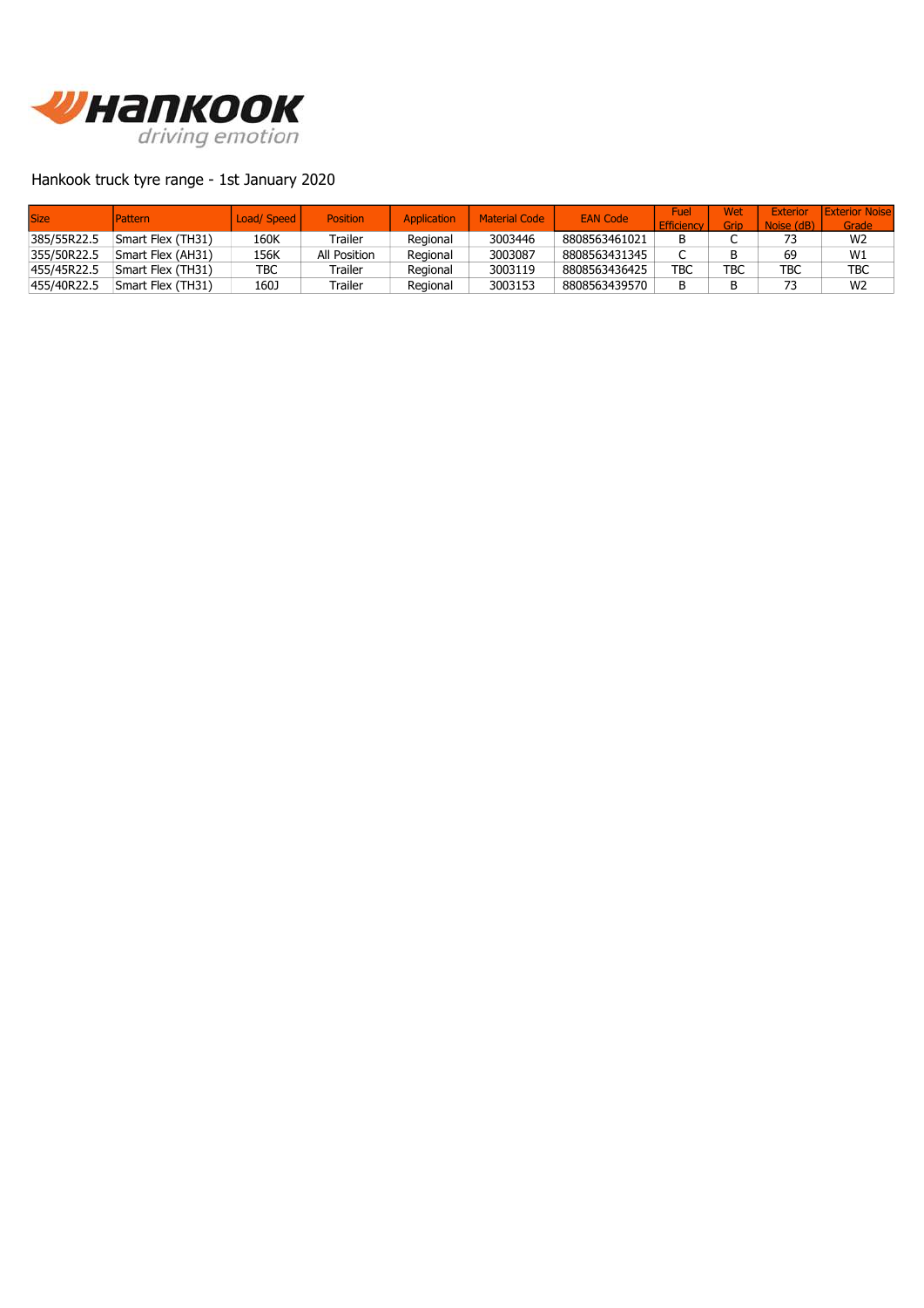Hankook truck tyre range - 1st January 2020

| Size | Pattern | Load/ Speed | Position | Application | Material Code | EAN Code | Fuel Efficiency | Wet Grip | Exterior Noise (dB) | Exterior Noise Grade |
|---|---|---|---|---|---|---|---|---|---|---|
| 385/55R22.5 | Smart Flex (TH31) | 160K | Trailer | Regional | 3003446 | 8808563461021 | B | C | 73 | W2 |
| 355/50R22.5 | Smart Flex (AH31) | 156K | All Position | Regional | 3003087 | 8808563431345 | C | B | 69 | W1 |
| 455/45R22.5 | Smart Flex (TH31) | TBC | Trailer | Regional | 3003119 | 8808563436425 | TBC | TBC | TBC | TBC |
| 455/40R22.5 | Smart Flex (TH31) | 160J | Trailer | Regional | 3003153 | 8808563439570 | B | B | 73 | W2 |